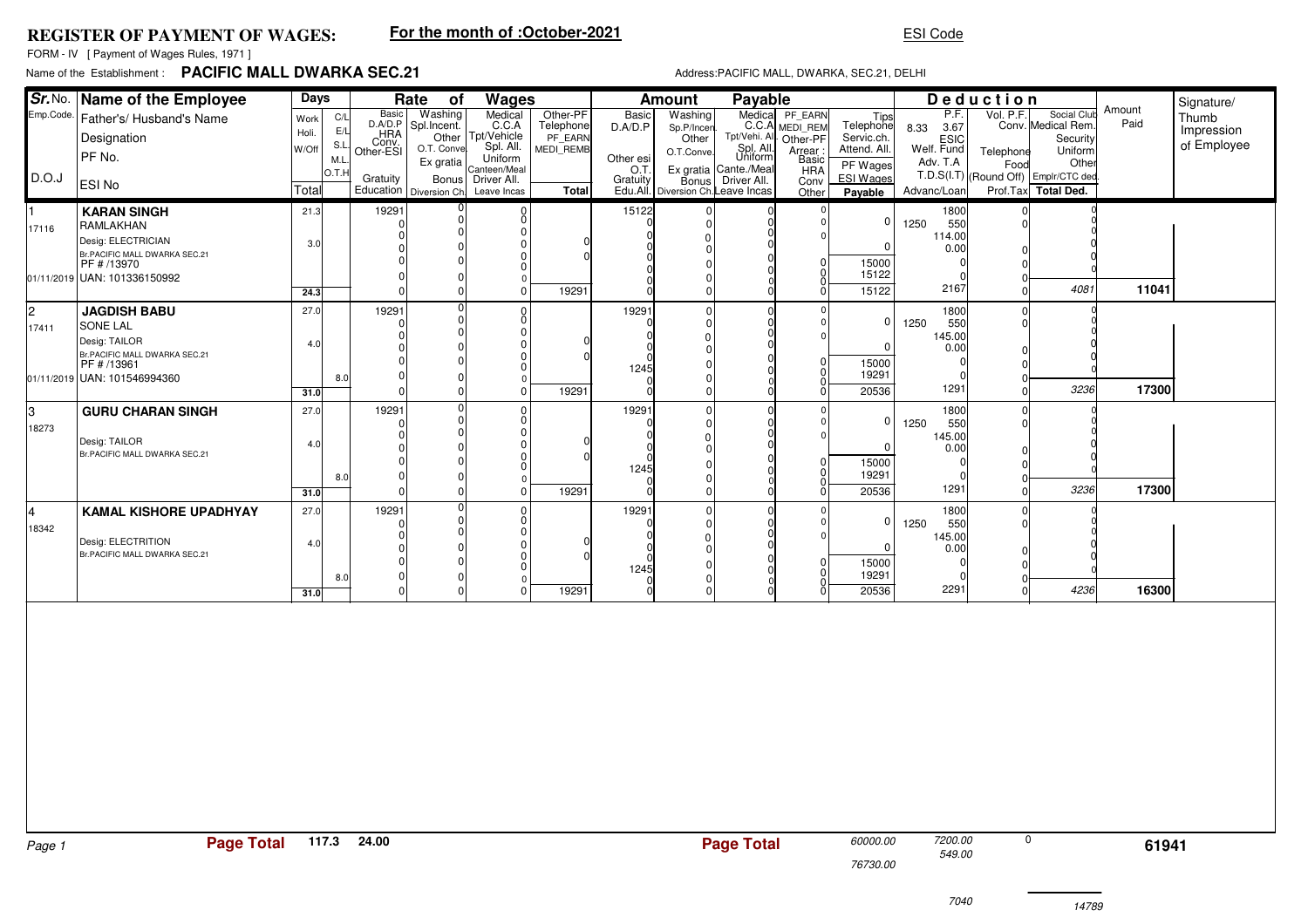# REGISTER OF PAYMENT OF WAGES:

**For the month of :October-2021**

ESI Code

FORM - IV [ Payment of Wages Rules, 1971 ]

Name of the Establishment : **PACIFIC MALL DWARKA SEC.21**

Address:PACIFIC MALL, DWARKA, SEC.21, DELHI

| Sr.No. / Emp.Code / D.O.J | Name of the Employee / Father's/ Husband's Name / Designation / PF No. / ESI No | Days (Work / Holi. / W/Off / Total) | C/L / E/L / S.L. / M.L. / O.T.H | Rate of Wages: Basic / D.A/D.P / HRA / Conv. / Other-ESI / Gratuity / Education | Washing / Spl.Incent. / Other / O.T. Conve / Ex gratia / Bonus / Diversion Ch. | Medical / C.C.A / Tpt/Vehicle / Spl. All. / Uniform / Canteen/Meal / Driver All. / Leave Incas | Other-PF / Telephone / PF_EARN / MEDI_REMB / Total | Amount Payable: Basic / D.A/D.P / Other esi / O.T. / Gratuity / Edu.All. | Washing / Sp.P/Incen. / Other / O.T.Conve. / Ex gratia / Bonus / Diversion Ch. | Medical / C.C.A / Tpt/Vehi. All. / Spl. All. / Uniform / Cante./Meal / Driver All. / Leave Incas | PF_EARN / MEDI_REM / Other-PF / Arrear: Basic / HRA / Conv / Other | Tips / Telephone / Servic.ch. / Attend. All. / PF Wages / ESI Wages / Payable | P.F. 8.33 / 3.67 / ESIC / Welf. Fund / Adv. T.A / Advanc/Loan | Vol. P.F. / Telephone / Food / T.D.S(I.T) / Prof.Tax | Social Club / Conv. Medical Rem. / Security / Uniform / Other / (Round Off) / Emplr/CTC ded. / Total Ded. | Amount Paid | Signature/ Thumb Impression of Employee |
|---|---|---|---|---|---|---|---|---|---|---|---|---|---|---|---|---|---|
| 1 / 17116 / 01/11/2019 | **KARAN SINGH** / RAMLAKHAN / Desig: ELECTRICIAN / Br.PACIFIC MALL DWARKA SEC.21 / PF # /13970 / UAN: 101336150992 | 21.3 / 3.0 / 24.3 | | 19291 / 0 / 0 / 0 / 0 / 0 / 0 | 0 / 0 / 0 / 0 / 0 / 0 / 0 | 0 / 0 / 0 / 0 / 0 / 0 / 0 / 0 | 0 / 0 / 19291 | 15122 / 0 / 0 / 0 / 0 / 0 / 0 | 0 / 0 / 0 / 0 / 0 / 0 / 0 | 0 / 0 / 0 / 0 / 0 / 0 / 0 / 0 | 0 / 0 / 0 / 0 / 0 / 0 | 0 / 0 / 15000 / 15122 / 15122 | 1800 / 1250 550 / 114.00 / 0.00 / 0 / 0 / 2167 | 0 / 0 / 0 / 0 / 0 / 0 | 0 / 0 / 0 / 0 / 0 / 0 / 4081 | **11041** | |
| 2 / 17411 / 01/11/2019 | **JAGDISH BABU** / SONE LAL / Desig: TAILOR / Br.PACIFIC MALL DWARKA SEC.21 / PF # /13961 / UAN: 101546994360 | 27.0 / 4.0 / 31.0 | 8.0 | 19291 / 0 / 0 / 0 / 0 / 0 / 0 | 0 / 0 / 0 / 0 / 0 / 0 / 0 | 0 / 0 / 0 / 0 / 0 / 0 / 0 / 0 | 0 / 0 / 19291 | 19291 / 0 / 0 / 0 / 0 / 1245 / 0 / 0 | 0 / 0 / 0 / 0 / 0 / 0 / 0 | 0 / 0 / 0 / 0 / 0 / 0 / 0 / 0 | 0 / 0 / 0 / 0 / 0 / 0 | 0 / 0 / 15000 / 19291 / 20536 | 1800 / 1250 550 / 145.00 / 0.00 / 0 / 0 / 1291 | 0 / 0 / 0 / 0 / 0 / 0 | 0 / 0 / 0 / 0 / 0 / 0 / 3236 | **17300** | |
| 3 / 18273 | **GURU CHARAN SINGH** / Desig: TAILOR / Br.PACIFIC MALL DWARKA SEC.21 | 27.0 / 4.0 / 31.0 | 8.0 | 19291 / 0 / 0 / 0 / 0 / 0 / 0 | 0 / 0 / 0 / 0 / 0 / 0 / 0 | 0 / 0 / 0 / 0 / 0 / 0 / 0 / 0 | 0 / 0 / 19291 | 19291 / 0 / 0 / 0 / 0 / 1245 / 0 / 0 | 0 / 0 / 0 / 0 / 0 / 0 / 0 | 0 / 0 / 0 / 0 / 0 / 0 / 0 / 0 | 0 / 0 / 0 / 0 / 0 / 0 | 0 / 0 / 15000 / 19291 / 20536 | 1800 / 1250 550 / 145.00 / 0.00 / 0 / 0 / 1291 | 0 / 0 / 0 / 0 / 0 / 0 | 0 / 0 / 0 / 0 / 0 / 0 / 3236 | **17300** | |
| 4 / 18342 | **KAMAL KISHORE UPADHYAY** / Desig: ELECTRITION / Br.PACIFIC MALL DWARKA SEC.21 | 27.0 / 4.0 / 31.0 | 8.0 | 19291 / 0 / 0 / 0 / 0 / 0 / 0 | 0 / 0 / 0 / 0 / 0 / 0 / 0 | 0 / 0 / 0 / 0 / 0 / 0 / 0 / 0 | 0 / 0 / 19291 | 19291 / 0 / 0 / 0 / 0 / 1245 / 0 / 0 | 0 / 0 / 0 / 0 / 0 / 0 / 0 | 0 / 0 / 0 / 0 / 0 / 0 / 0 / 0 | 0 / 0 / 0 / 0 / 0 / 0 | 0 / 0 / 15000 / 19291 / 20536 | 1800 / 1250 550 / 145.00 / 0.00 / 0 / 0 / 2291 | 0 / 0 / 0 / 0 / 0 / 0 | 0 / 0 / 0 / 0 / 0 / 0 / 4236 | **16300** | |

| | Page Total | Days | | Page Total | PF / ESI Wages | P.F. / ESIC | Vol. P.F. | Amount Paid |
|---|---|---|---|---|---|---|---|---|
| | **Page Total** | 117.3 | 24.00 | **Page Total** | 60000.00 / 76730.00 | 7200.00 / 549.00 | 0 | **61941** |

7040

14789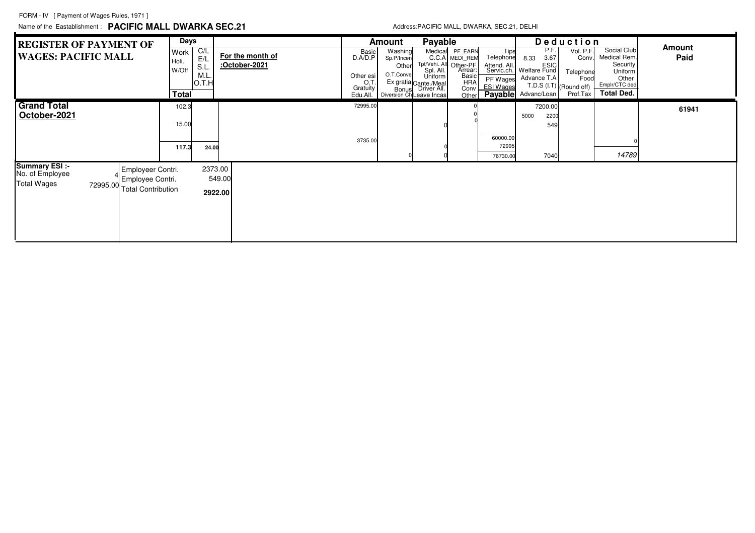FORM - IV [ Payment of Wages Rules, 1971 ]

Name of the Eastablishment : **PACIFIC MALL DWARKA SEC.21**

Address:PACIFIC MALL, DWARKA, SEC.21, DELHI

| REGISTER OF PAYMENT OF WAGES: PACIFIC MALL | Days: Work / Holi. / W/Off / Total | C/L / E/L / S.L. / M.L. / O.T.H | For the month of :October-2021 | Basic / D.A/D.P / Other esi / O.T. / Gratuity / Edu.All. | Washing / Sp.P/Incen / Other / O.T.Conve / Bonus / Diversion Ch | Medical / C.C.A / Tpt/Vehi. All / Spl. All. / Uniform / Ex gratia / Cante./Meal / Driver All. / Leave Incas | PF_EARN / MEDI_REM / Other-PF / Arrear: / Basic / HRA / Conv / Other | Tips / Telephone / Attend. All. / Servic.ch. / PF Wages / ESI Wages / Payable | P.F. 8.33 3.67 / ESIC / Welfare Fund / Advance T.A / Advanc/Loan | Vol. P.F. / Conv. / Telephone / Food / T.D.S (I.T) / (Round off) / Prof.Tax | Social Club / Medical Rem. / Security / Uniform / Other / Emplr/CTC ded. / Total Ded. | Amount Paid |
|---|---|---|---|---|---|---|---|---|---|---|---|---|
| **Grand Total October-2021** | 102.3<br>15.00<br>**117.3** | **24.00** | | 72995.00<br>3735.00 | 0 | 0<br>0<br>0 | 0<br>0<br>0 | 60000.00<br>72995<br>76730.00 | 7200.00<br>5000 2200<br>549<br>7040 | | 0<br>*14789* | **61941** |

**Summary ESI :-**

| | | | |
|---|---|---|---|
| No. of Employee | 4 | Employeer Contri. | 2373.00 |
| Total Wages | 72995.00 | Employee Contri. | 549.00 |
| | | Total Contribution | **2922.00** |